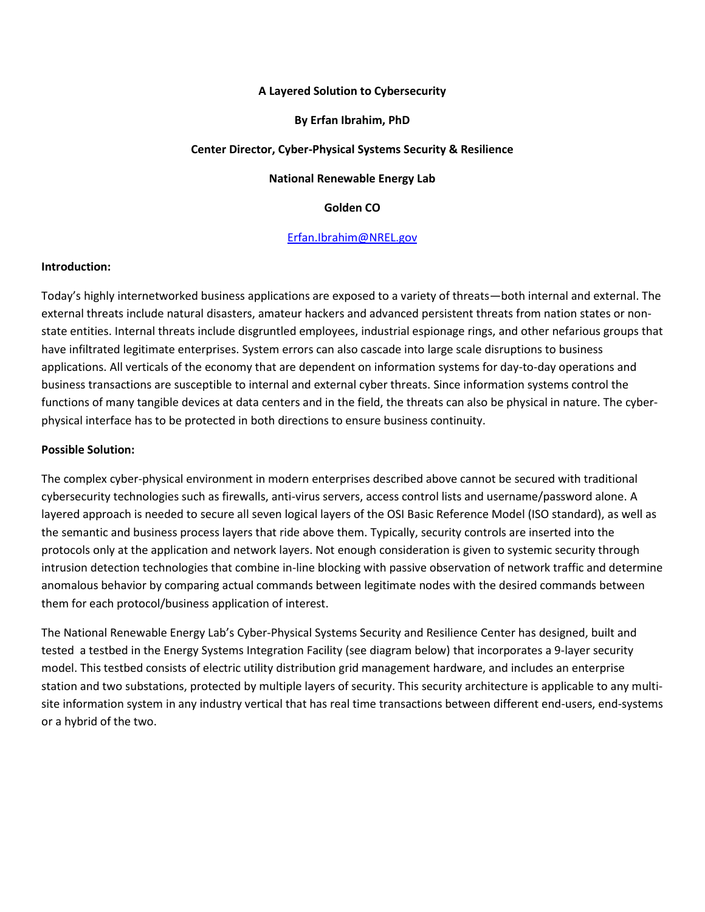**A Layered Solution to Cybersecurity**

**By Erfan Ibrahim, PhD**

**Center Director, Cyber-Physical Systems Security & Resilience**

**National Renewable Energy Lab**

**Golden CO**

[Erfan.Ibrahim@NREL.gov](mailto:Erfan.Ibrahim@NREL.gov)

**Introduction:**

Today's highly internetworked business applications are exposed to a variety of threats—both internal and external. The external threats include natural disasters, amateur hackers and advanced persistent threats from nation states or non-state entities. Internal threats include disgruntled employees, industrial espionage rings, and other nefarious groups that have infiltrated legitimate enterprises. System errors can also cascade into large scale disruptions to business applications. All verticals of the economy that are dependent on information systems for day-to-day operations and business transactions are susceptible to internal and external cyber threats. Since information systems control the functions of many tangible devices at data centers and in the field, the threats can also be physical in nature. The cyber-physical interface has to be protected in both directions to ensure business continuity.

**Possible Solution:**

The complex cyber-physical environment in modern enterprises described above cannot be secured with traditional cybersecurity technologies such as firewalls, anti-virus servers, access control lists and username/password alone. A layered approach is needed to secure all seven logical layers of the OSI Basic Reference Model (ISO standard), as well as the semantic and business process layers that ride above them. Typically, security controls are inserted into the protocols only at the application and network layers. Not enough consideration is given to systemic security through intrusion detection technologies that combine in-line blocking with passive observation of network traffic and determine anomalous behavior by comparing actual commands between legitimate nodes with the desired commands between them for each protocol/business application of interest.

The National Renewable Energy Lab's Cyber-Physical Systems Security and Resilience Center has designed, built and tested a testbed in the Energy Systems Integration Facility (see diagram below) that incorporates a 9-layer security model. This testbed consists of electric utility distribution grid management hardware, and includes an enterprise station and two substations, protected by multiple layers of security. This security architecture is applicable to any multi-site information system in any industry vertical that has real time transactions between different end-users, end-systems or a hybrid of the two.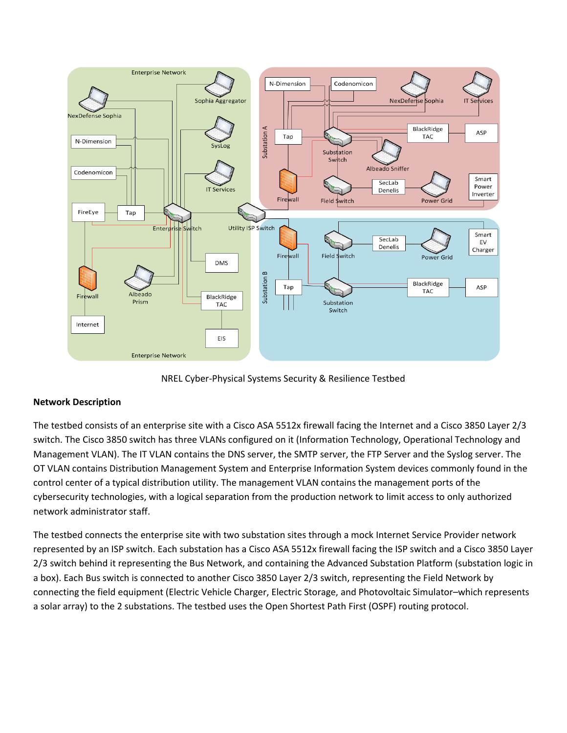NREL Cyber-Physical Systems Security & Resilience Testbed

**Network Description**

The testbed consists of an enterprise site with a Cisco ASA 5512x firewall facing the Internet and a Cisco 3850 Layer 2/3 switch. The Cisco 3850 switch has three VLANs configured on it (Information Technology, Operational Technology and Management VLAN). The IT VLAN contains the DNS server, the SMTP server, the FTP Server and the Syslog server. The OT VLAN contains Distribution Management System and Enterprise Information System devices commonly found in the control center of a typical distribution utility. The management VLAN contains the management ports of the cybersecurity technologies, with a logical separation from the production network to limit access to only authorized network administrator staff.

The testbed connects the enterprise site with two substation sites through a mock Internet Service Provider network represented by an ISP switch. Each substation has a Cisco ASA 5512x firewall facing the ISP switch and a Cisco 3850 Layer 2/3 switch behind it representing the Bus Network, and containing the Advanced Substation Platform (substation logic in a box). Each Bus switch is connected to another Cisco 3850 Layer 2/3 switch, representing the Field Network by connecting the field equipment (Electric Vehicle Charger, Electric Storage, and Photovoltaic Simulator–which represents a solar array) to the 2 substations. The testbed uses the Open Shortest Path First (OSPF) routing protocol.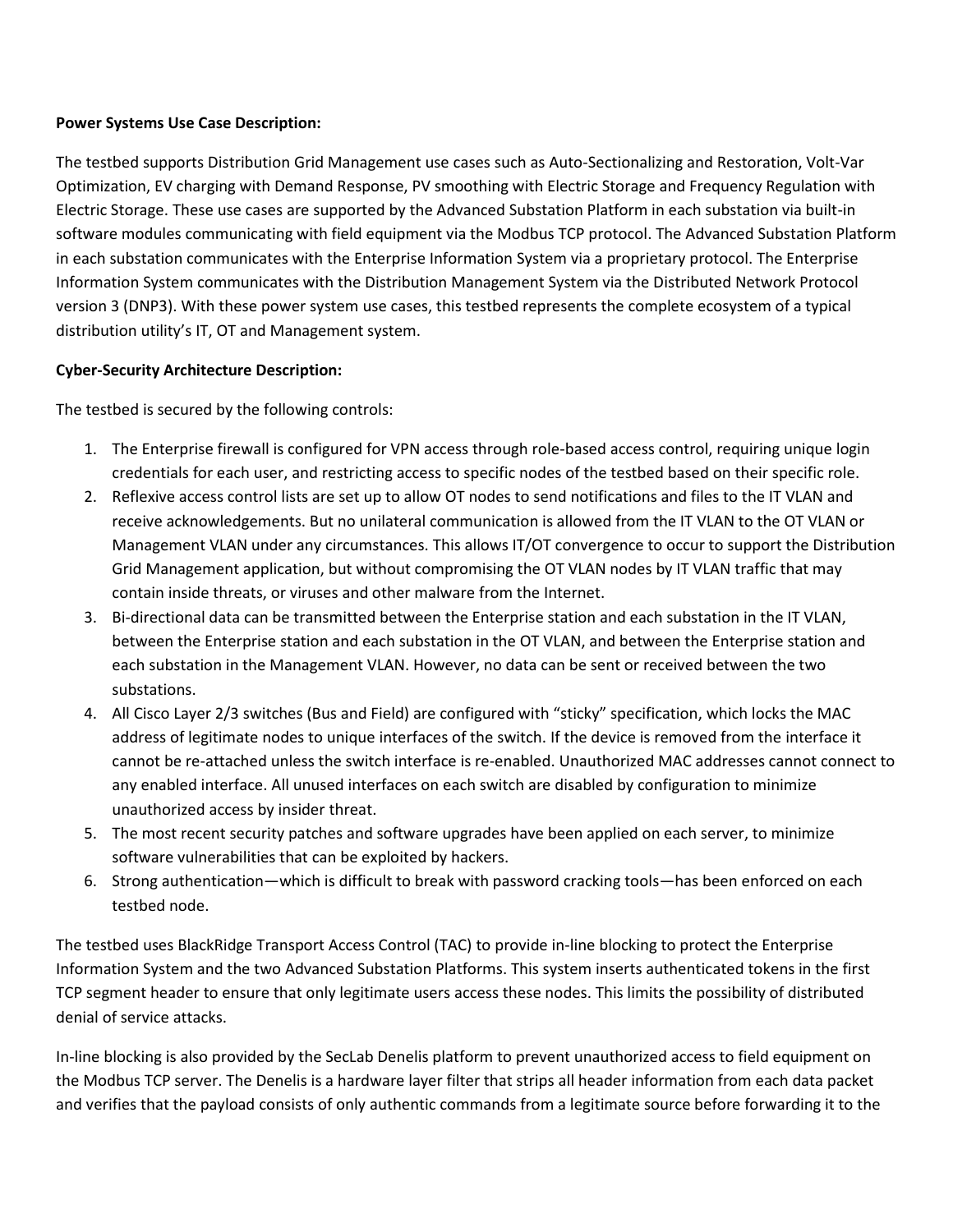**Power Systems Use Case Description:**

The testbed supports Distribution Grid Management use cases such as Auto-Sectionalizing and Restoration, Volt-Var Optimization, EV charging with Demand Response, PV smoothing with Electric Storage and Frequency Regulation with Electric Storage. These use cases are supported by the Advanced Substation Platform in each substation via built-in software modules communicating with field equipment via the Modbus TCP protocol. The Advanced Substation Platform in each substation communicates with the Enterprise Information System via a proprietary protocol. The Enterprise Information System communicates with the Distribution Management System via the Distributed Network Protocol version 3 (DNP3). With these power system use cases, this testbed represents the complete ecosystem of a typical distribution utility's IT, OT and Management system.

**Cyber-Security Architecture Description:**

The testbed is secured by the following controls:

1. The Enterprise firewall is configured for VPN access through role-based access control, requiring unique login credentials for each user, and restricting access to specific nodes of the testbed based on their specific role.
2. Reflexive access control lists are set up to allow OT nodes to send notifications and files to the IT VLAN and receive acknowledgements. But no unilateral communication is allowed from the IT VLAN to the OT VLAN or Management VLAN under any circumstances. This allows IT/OT convergence to occur to support the Distribution Grid Management application, but without compromising the OT VLAN nodes by IT VLAN traffic that may contain inside threats, or viruses and other malware from the Internet.
3. Bi-directional data can be transmitted between the Enterprise station and each substation in the IT VLAN, between the Enterprise station and each substation in the OT VLAN, and between the Enterprise station and each substation in the Management VLAN. However, no data can be sent or received between the two substations.
4. All Cisco Layer 2/3 switches (Bus and Field) are configured with "sticky" specification, which locks the MAC address of legitimate nodes to unique interfaces of the switch. If the device is removed from the interface it cannot be re-attached unless the switch interface is re-enabled. Unauthorized MAC addresses cannot connect to any enabled interface. All unused interfaces on each switch are disabled by configuration to minimize unauthorized access by insider threat.
5. The most recent security patches and software upgrades have been applied on each server, to minimize software vulnerabilities that can be exploited by hackers.
6. Strong authentication—which is difficult to break with password cracking tools—has been enforced on each testbed node.

The testbed uses BlackRidge Transport Access Control (TAC) to provide in-line blocking to protect the Enterprise Information System and the two Advanced Substation Platforms. This system inserts authenticated tokens in the first TCP segment header to ensure that only legitimate users access these nodes. This limits the possibility of distributed denial of service attacks.

In-line blocking is also provided by the SecLab Denelis platform to prevent unauthorized access to field equipment on the Modbus TCP server. The Denelis is a hardware layer filter that strips all header information from each data packet and verifies that the payload consists of only authentic commands from a legitimate source before forwarding it to the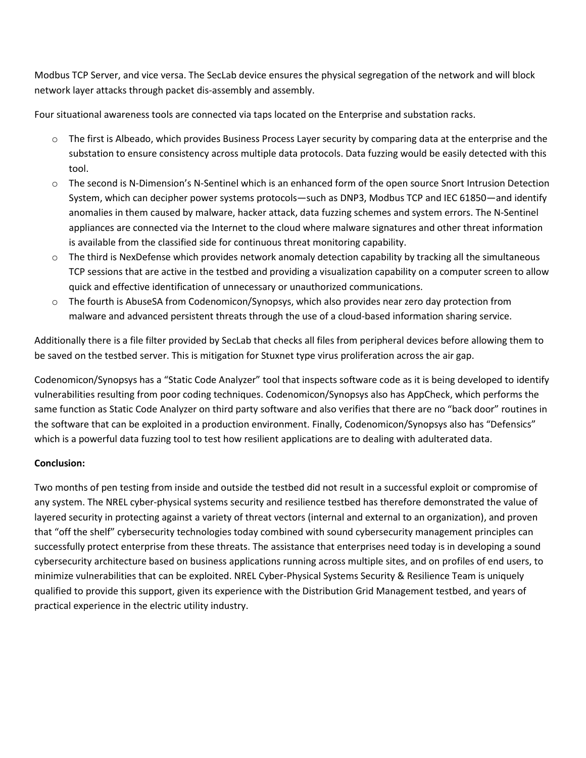Modbus TCP Server, and vice versa. The SecLab device ensures the physical segregation of the network and will block network layer attacks through packet dis-assembly and assembly.

Four situational awareness tools are connected via taps located on the Enterprise and substation racks.

- The first is Albeado, which provides Business Process Layer security by comparing data at the enterprise and the substation to ensure consistency across multiple data protocols. Data fuzzing would be easily detected with this tool.
- The second is N-Dimension's N-Sentinel which is an enhanced form of the open source Snort Intrusion Detection System, which can decipher power systems protocols—such as DNP3, Modbus TCP and IEC 61850—and identify anomalies in them caused by malware, hacker attack, data fuzzing schemes and system errors. The N-Sentinel appliances are connected via the Internet to the cloud where malware signatures and other threat information is available from the classified side for continuous threat monitoring capability.
- The third is NexDefense which provides network anomaly detection capability by tracking all the simultaneous TCP sessions that are active in the testbed and providing a visualization capability on a computer screen to allow quick and effective identification of unnecessary or unauthorized communications.
- The fourth is AbuseSA from Codenomicon/Synopsys, which also provides near zero day protection from malware and advanced persistent threats through the use of a cloud-based information sharing service.

Additionally there is a file filter provided by SecLab that checks all files from peripheral devices before allowing them to be saved on the testbed server. This is mitigation for Stuxnet type virus proliferation across the air gap.

Codenomicon/Synopsys has a "Static Code Analyzer" tool that inspects software code as it is being developed to identify vulnerabilities resulting from poor coding techniques. Codenomicon/Synopsys also has AppCheck, which performs the same function as Static Code Analyzer on third party software and also verifies that there are no "back door" routines in the software that can be exploited in a production environment. Finally, Codenomicon/Synopsys also has "Defensics" which is a powerful data fuzzing tool to test how resilient applications are to dealing with adulterated data.

**Conclusion:**

Two months of pen testing from inside and outside the testbed did not result in a successful exploit or compromise of any system. The NREL cyber-physical systems security and resilience testbed has therefore demonstrated the value of layered security in protecting against a variety of threat vectors (internal and external to an organization), and proven that "off the shelf" cybersecurity technologies today combined with sound cybersecurity management principles can successfully protect enterprise from these threats. The assistance that enterprises need today is in developing a sound cybersecurity architecture based on business applications running across multiple sites, and on profiles of end users, to minimize vulnerabilities that can be exploited. NREL Cyber-Physical Systems Security & Resilience Team is uniquely qualified to provide this support, given its experience with the Distribution Grid Management testbed, and years of practical experience in the electric utility industry.